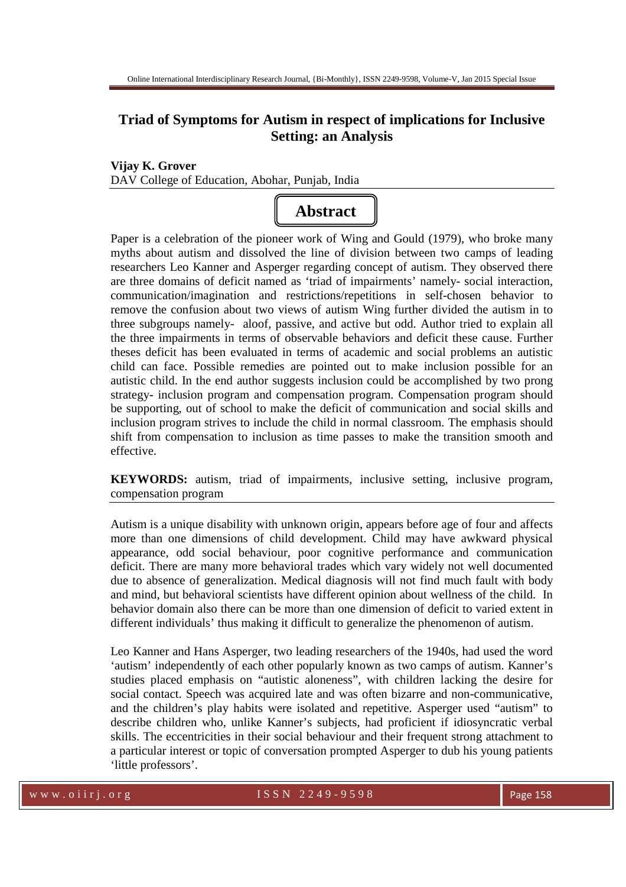# Triad of Symptoms for Autism in respect of implications for Inclusive Setting: an Analysis

**Vijay K. Grover**
DAV College of Education, Abohar, Punjab, India

## Abstract

Paper is a celebration of the pioneer work of Wing and Gould (1979), who broke many myths about autism and dissolved the line of division between two camps of leading researchers Leo Kanner and Asperger regarding concept of autism. They observed there are three domains of deficit named as 'triad of impairments' namely- social interaction, communication/imagination and restrictions/repetitions in self-chosen behavior to remove the confusion about two views of autism Wing further divided the autism in to three subgroups namely- aloof, passive, and active but odd. Author tried to explain all the three impairments in terms of observable behaviors and deficit these cause. Further theses deficit has been evaluated in terms of academic and social problems an autistic child can face. Possible remedies are pointed out to make inclusion possible for an autistic child. In the end author suggests inclusion could be accomplished by two prong strategy- inclusion program and compensation program. Compensation program should be supporting, out of school to make the deficit of communication and social skills and inclusion program strives to include the child in normal classroom. The emphasis should shift from compensation to inclusion as time passes to make the transition smooth and effective.

**KEYWORDS:** autism, triad of impairments, inclusive setting, inclusive program, compensation program

Autism is a unique disability with unknown origin, appears before age of four and affects more than one dimensions of child development. Child may have awkward physical appearance, odd social behaviour, poor cognitive performance and communication deficit. There are many more behavioral trades which vary widely not well documented due to absence of generalization. Medical diagnosis will not find much fault with body and mind, but behavioral scientists have different opinion about wellness of the child. In behavior domain also there can be more than one dimension of deficit to varied extent in different individuals' thus making it difficult to generalize the phenomenon of autism.

Leo Kanner and Hans Asperger, two leading researchers of the 1940s, had used the word 'autism' independently of each other popularly known as two camps of autism. Kanner's studies placed emphasis on "autistic aloneness", with children lacking the desire for social contact. Speech was acquired late and was often bizarre and non-communicative, and the children's play habits were isolated and repetitive. Asperger used "autism" to describe children who, unlike Kanner's subjects, had proficient if idiosyncratic verbal skills. The eccentricities in their social behaviour and their frequent strong attachment to a particular interest or topic of conversation prompted Asperger to dub his young patients 'little professors'.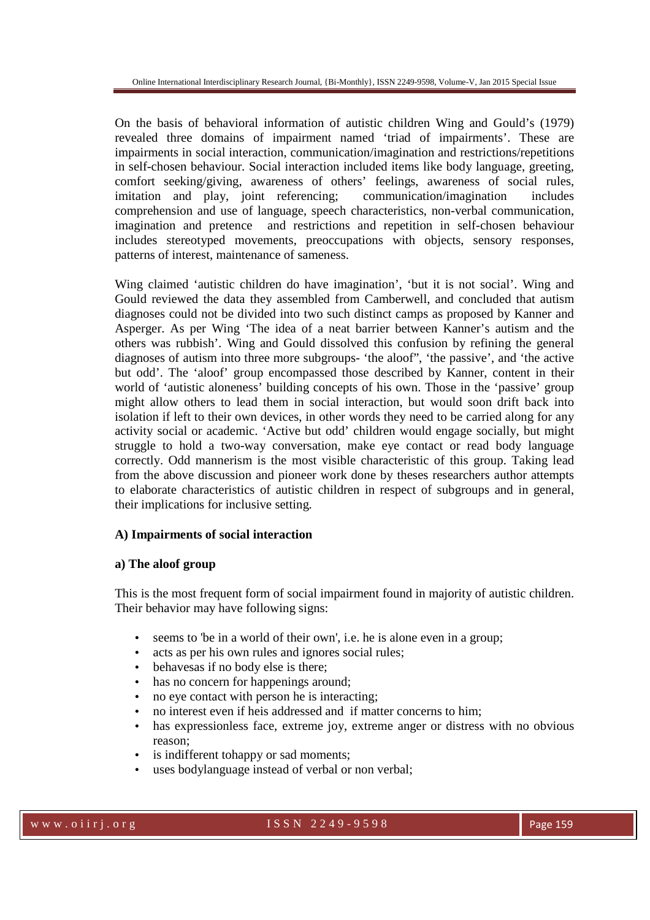On the basis of behavioral information of autistic children Wing and Gould's (1979) revealed three domains of impairment named 'triad of impairments'. These are impairments in social interaction, communication/imagination and restrictions/repetitions in self-chosen behaviour. Social interaction included items like body language, greeting, comfort seeking/giving, awareness of others' feelings, awareness of social rules, imitation and play, joint referencing; communication/imagination includes comprehension and use of language, speech characteristics, non-verbal communication, imagination and pretence and restrictions and repetition in self-chosen behaviour includes stereotyped movements, preoccupations with objects, sensory responses, patterns of interest, maintenance of sameness.

Wing claimed 'autistic children do have imagination', 'but it is not social'. Wing and Gould reviewed the data they assembled from Camberwell, and concluded that autism diagnoses could not be divided into two such distinct camps as proposed by Kanner and Asperger. As per Wing 'The idea of a neat barrier between Kanner's autism and the others was rubbish'. Wing and Gould dissolved this confusion by refining the general diagnoses of autism into three more subgroups- 'the aloof", 'the passive', and 'the active but odd'. The 'aloof' group encompassed those described by Kanner, content in their world of 'autistic aloneness' building concepts of his own. Those in the 'passive' group might allow others to lead them in social interaction, but would soon drift back into isolation if left to their own devices, in other words they need to be carried along for any activity social or academic. 'Active but odd' children would engage socially, but might struggle to hold a two-way conversation, make eye contact or read body language correctly. Odd mannerism is the most visible characteristic of this group. Taking lead from the above discussion and pioneer work done by theses researchers author attempts to elaborate characteristics of autistic children in respect of subgroups and in general, their implications for inclusive setting.

**A) Impairments of social interaction**

**a) The aloof group**

This is the most frequent form of social impairment found in majority of autistic children. Their behavior may have following signs:

- seems to 'be in a world of their own', i.e. he is alone even in a group;
- acts as per his own rules and ignores social rules;
- behavesas if no body else is there;
- has no concern for happenings around;
- no eye contact with person he is interacting;
- no interest even if heis addressed and if matter concerns to him;
- has expressionless face, extreme joy, extreme anger or distress with no obvious reason;
- is indifferent tohappy or sad moments;
- uses bodylanguage instead of verbal or non verbal;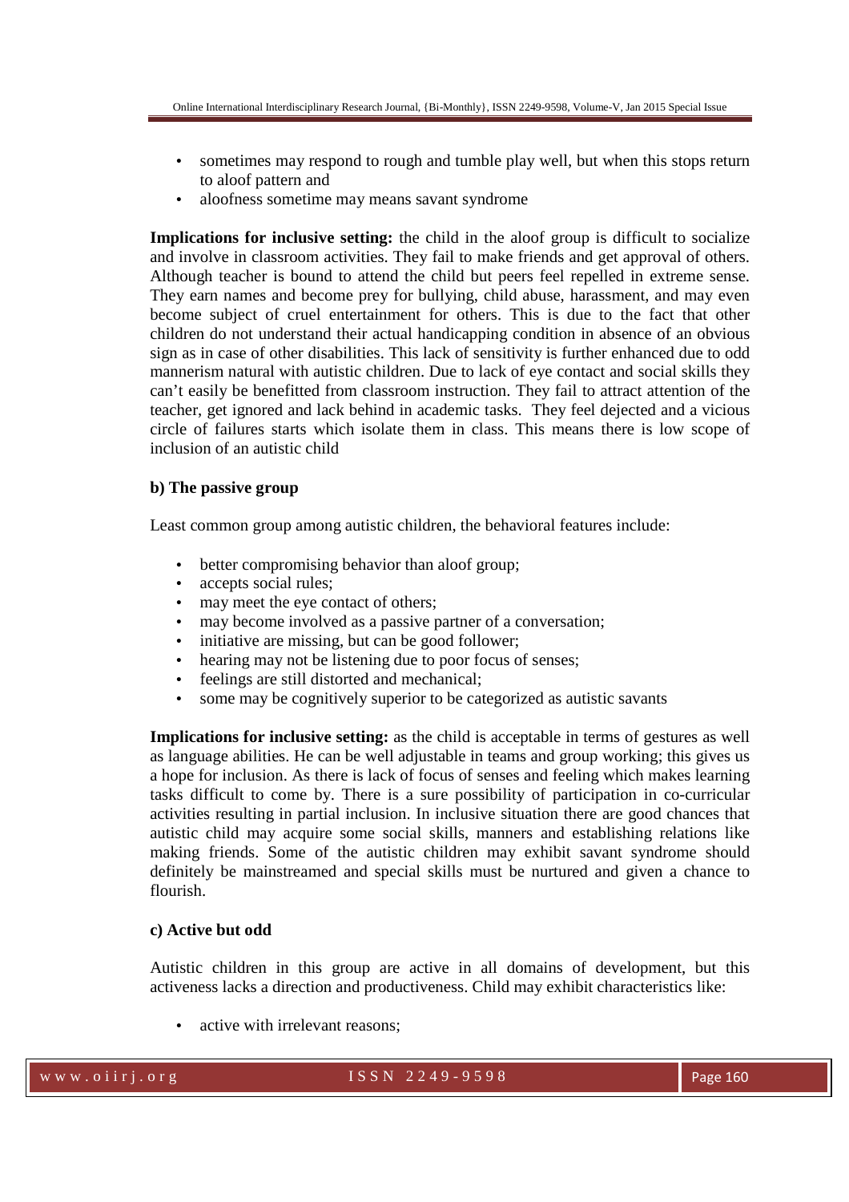- sometimes may respond to rough and tumble play well, but when this stops return to aloof pattern and
- aloofness sometime may means savant syndrome

**Implications for inclusive setting:** the child in the aloof group is difficult to socialize and involve in classroom activities. They fail to make friends and get approval of others. Although teacher is bound to attend the child but peers feel repelled in extreme sense. They earn names and become prey for bullying, child abuse, harassment, and may even become subject of cruel entertainment for others. This is due to the fact that other children do not understand their actual handicapping condition in absence of an obvious sign as in case of other disabilities. This lack of sensitivity is further enhanced due to odd mannerism natural with autistic children. Due to lack of eye contact and social skills they can't easily be benefitted from classroom instruction. They fail to attract attention of the teacher, get ignored and lack behind in academic tasks. They feel dejected and a vicious circle of failures starts which isolate them in class. This means there is low scope of inclusion of an autistic child

#### b) The passive group

Least common group among autistic children, the behavioral features include:

- better compromising behavior than aloof group;
- accepts social rules;
- may meet the eye contact of others;
- may become involved as a passive partner of a conversation;
- initiative are missing, but can be good follower;
- hearing may not be listening due to poor focus of senses;
- feelings are still distorted and mechanical;
- some may be cognitively superior to be categorized as autistic savants

**Implications for inclusive setting:** as the child is acceptable in terms of gestures as well as language abilities. He can be well adjustable in teams and group working; this gives us a hope for inclusion. As there is lack of focus of senses and feeling which makes learning tasks difficult to come by. There is a sure possibility of participation in co-curricular activities resulting in partial inclusion. In inclusive situation there are good chances that autistic child may acquire some social skills, manners and establishing relations like making friends. Some of the autistic children may exhibit savant syndrome should definitely be mainstreamed and special skills must be nurtured and given a chance to flourish.

#### c) Active but odd

Autistic children in this group are active in all domains of development, but this activeness lacks a direction and productiveness. Child may exhibit characteristics like:

- active with irrelevant reasons;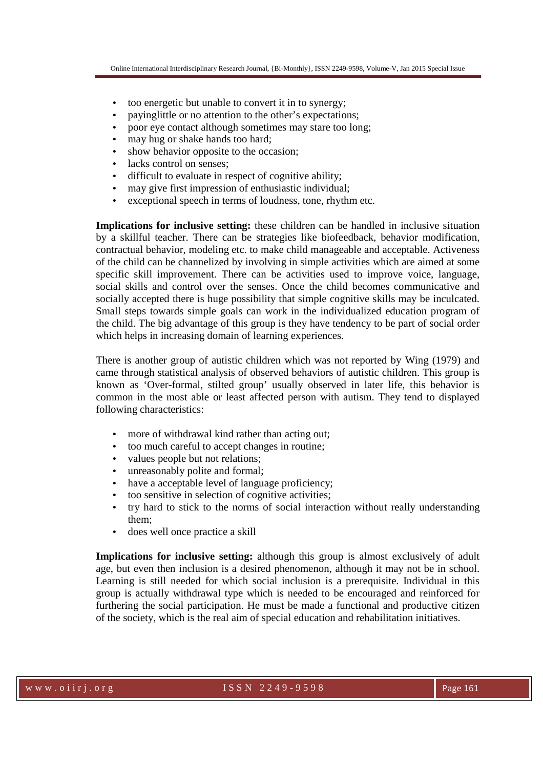- too energetic but unable to convert it in to synergy;
- payinglittle or no attention to the other's expectations;
- poor eye contact although sometimes may stare too long;
- may hug or shake hands too hard;
- show behavior opposite to the occasion;
- lacks control on senses;
- difficult to evaluate in respect of cognitive ability;
- may give first impression of enthusiastic individual;
- exceptional speech in terms of loudness, tone, rhythm etc.

**Implications for inclusive setting:** these children can be handled in inclusive situation by a skillful teacher. There can be strategies like biofeedback, behavior modification, contractual behavior, modeling etc. to make child manageable and acceptable. Activeness of the child can be channelized by involving in simple activities which are aimed at some specific skill improvement. There can be activities used to improve voice, language, social skills and control over the senses. Once the child becomes communicative and socially accepted there is huge possibility that simple cognitive skills may be inculcated. Small steps towards simple goals can work in the individualized education program of the child. The big advantage of this group is they have tendency to be part of social order which helps in increasing domain of learning experiences.

There is another group of autistic children which was not reported by Wing (1979) and came through statistical analysis of observed behaviors of autistic children. This group is known as 'Over-formal, stilted group' usually observed in later life, this behavior is common in the most able or least affected person with autism. They tend to displayed following characteristics:

- more of withdrawal kind rather than acting out;
- too much careful to accept changes in routine;
- values people but not relations;
- unreasonably polite and formal;
- have a acceptable level of language proficiency;
- too sensitive in selection of cognitive activities;
- try hard to stick to the norms of social interaction without really understanding them;
- does well once practice a skill

**Implications for inclusive setting:** although this group is almost exclusively of adult age, but even then inclusion is a desired phenomenon, although it may not be in school. Learning is still needed for which social inclusion is a prerequisite. Individual in this group is actually withdrawal type which is needed to be encouraged and reinforced for furthering the social participation. He must be made a functional and productive citizen of the society, which is the real aim of special education and rehabilitation initiatives.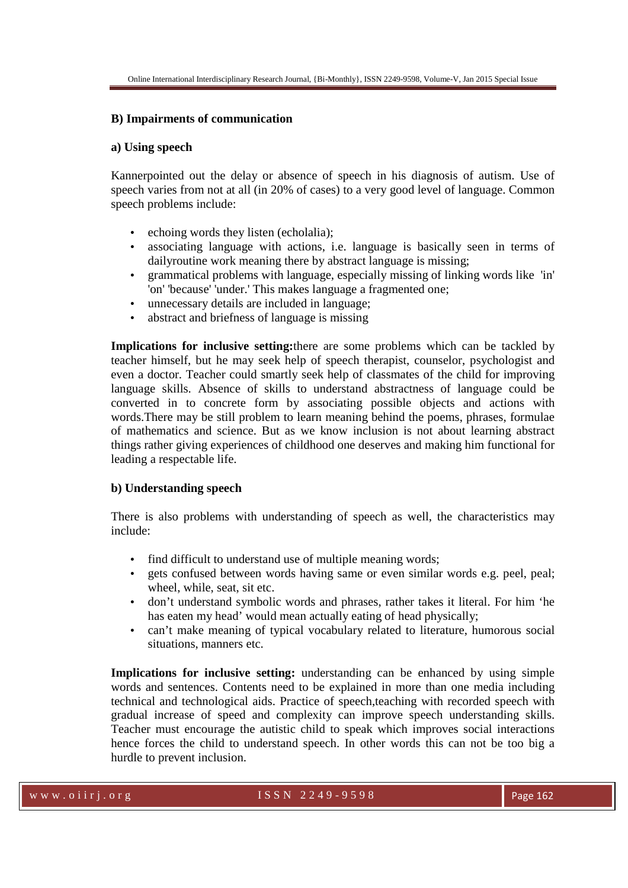**B) Impairments of communication**

**a) Using speech**

Kannerpointed out the delay or absence of speech in his diagnosis of autism. Use of speech varies from not at all (in 20% of cases) to a very good level of language. Common speech problems include:

- echoing words they listen (echolalia);
- associating language with actions, i.e. language is basically seen in terms of dailyroutine work meaning there by abstract language is missing;
- grammatical problems with language, especially missing of linking words like 'in' 'on' 'because' 'under.' This makes language a fragmented one;
- unnecessary details are included in language;
- abstract and briefness of language is missing

**Implications for inclusive setting:**there are some problems which can be tackled by teacher himself, but he may seek help of speech therapist, counselor, psychologist and even a doctor. Teacher could smartly seek help of classmates of the child for improving language skills. Absence of skills to understand abstractness of language could be converted in to concrete form by associating possible objects and actions with words.There may be still problem to learn meaning behind the poems, phrases, formulae of mathematics and science. But as we know inclusion is not about learning abstract things rather giving experiences of childhood one deserves and making him functional for leading a respectable life.

**b) Understanding speech**

There is also problems with understanding of speech as well, the characteristics may include:

- find difficult to understand use of multiple meaning words;
- gets confused between words having same or even similar words e.g. peel, peal; wheel, while, seat, sit etc.
- don't understand symbolic words and phrases, rather takes it literal. For him 'he has eaten my head' would mean actually eating of head physically;
- can't make meaning of typical vocabulary related to literature, humorous social situations, manners etc.

**Implications for inclusive setting:** understanding can be enhanced by using simple words and sentences. Contents need to be explained in more than one media including technical and technological aids. Practice of speech,teaching with recorded speech with gradual increase of speed and complexity can improve speech understanding skills. Teacher must encourage the autistic child to speak which improves social interactions hence forces the child to understand speech. In other words this can not be too big a hurdle to prevent inclusion.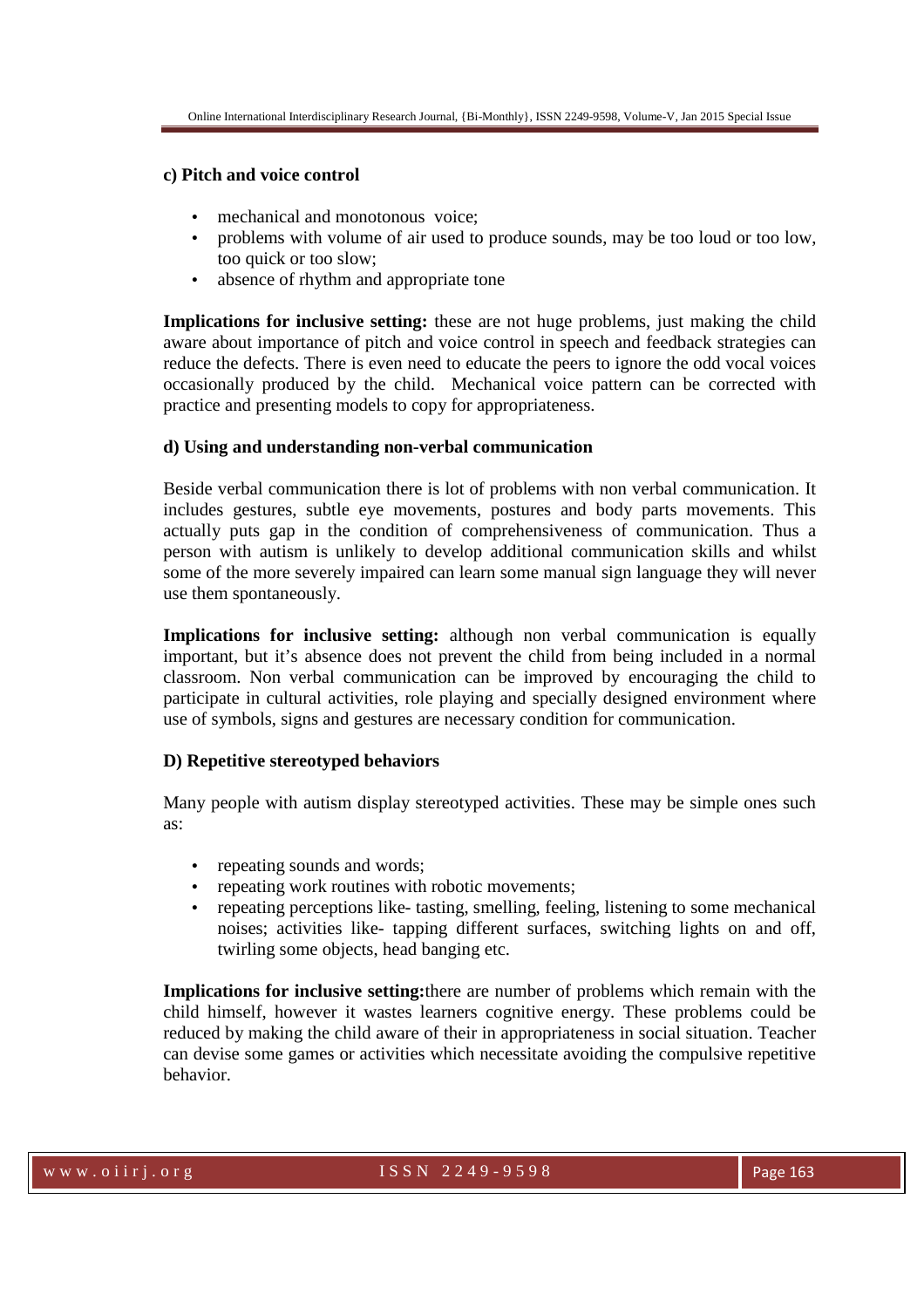**c) Pitch and voice control**

- mechanical and monotonous voice;
- problems with volume of air used to produce sounds, may be too loud or too low, too quick or too slow;
- absence of rhythm and appropriate tone

**Implications for inclusive setting:** these are not huge problems, just making the child aware about importance of pitch and voice control in speech and feedback strategies can reduce the defects. There is even need to educate the peers to ignore the odd vocal voices occasionally produced by the child. Mechanical voice pattern can be corrected with practice and presenting models to copy for appropriateness.

**d) Using and understanding non-verbal communication**

Beside verbal communication there is lot of problems with non verbal communication. It includes gestures, subtle eye movements, postures and body parts movements. This actually puts gap in the condition of comprehensiveness of communication. Thus a person with autism is unlikely to develop additional communication skills and whilst some of the more severely impaired can learn some manual sign language they will never use them spontaneously.

**Implications for inclusive setting:** although non verbal communication is equally important, but it's absence does not prevent the child from being included in a normal classroom. Non verbal communication can be improved by encouraging the child to participate in cultural activities, role playing and specially designed environment where use of symbols, signs and gestures are necessary condition for communication.

**D) Repetitive stereotyped behaviors**

Many people with autism display stereotyped activities. These may be simple ones such as:

- repeating sounds and words;
- repeating work routines with robotic movements;
- repeating perceptions like- tasting, smelling, feeling, listening to some mechanical noises; activities like- tapping different surfaces, switching lights on and off, twirling some objects, head banging etc.

**Implications for inclusive setting:**there are number of problems which remain with the child himself, however it wastes learners cognitive energy. These problems could be reduced by making the child aware of their in appropriateness in social situation. Teacher can devise some games or activities which necessitate avoiding the compulsive repetitive behavior.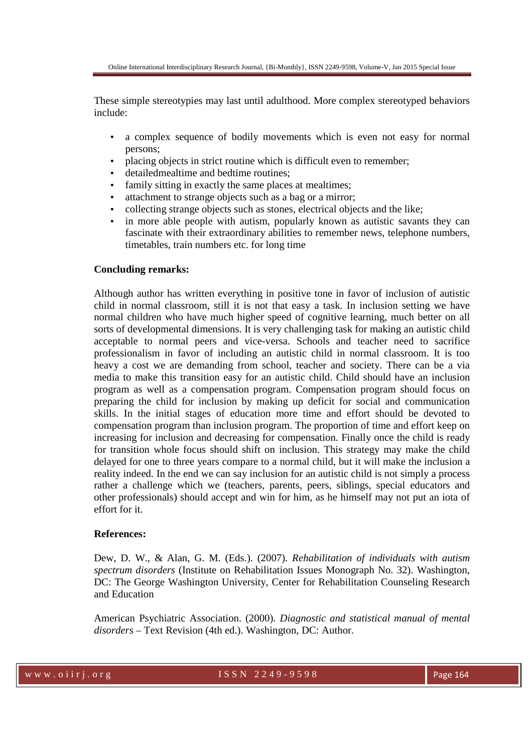These simple stereotypies may last until adulthood. More complex stereotyped behaviors include:

- a complex sequence of bodily movements which is even not easy for normal persons;
- placing objects in strict routine which is difficult even to remember;
- detailedmealtime and bedtime routines;
- family sitting in exactly the same places at mealtimes;
- attachment to strange objects such as a bag or a mirror;
- collecting strange objects such as stones, electrical objects and the like;
- in more able people with autism, popularly known as autistic savants they can fascinate with their extraordinary abilities to remember news, telephone numbers, timetables, train numbers etc. for long time

**Concluding remarks:**

Although author has written everything in positive tone in favor of inclusion of autistic child in normal classroom, still it is not that easy a task. In inclusion setting we have normal children who have much higher speed of cognitive learning, much better on all sorts of developmental dimensions. It is very challenging task for making an autistic child acceptable to normal peers and vice-versa. Schools and teacher need to sacrifice professionalism in favor of including an autistic child in normal classroom. It is too heavy a cost we are demanding from school, teacher and society. There can be a via media to make this transition easy for an autistic child. Child should have an inclusion program as well as a compensation program. Compensation program should focus on preparing the child for inclusion by making up deficit for social and communication skills. In the initial stages of education more time and effort should be devoted to compensation program than inclusion program. The proportion of time and effort keep on increasing for inclusion and decreasing for compensation. Finally once the child is ready for transition whole focus should shift on inclusion. This strategy may make the child delayed for one to three years compare to a normal child, but it will make the inclusion a reality indeed. In the end we can say inclusion for an autistic child is not simply a process rather a challenge which we (teachers, parents, peers, siblings, special educators and other professionals) should accept and win for him, as he himself may not put an iota of effort for it.

**References:**

Dew, D. W., & Alan, G. M. (Eds.). (2007). *Rehabilitation of individuals with autism spectrum disorders* (Institute on Rehabilitation Issues Monograph No. 32). Washington, DC: The George Washington University, Center for Rehabilitation Counseling Research and Education

American Psychiatric Association. (2000). *Diagnostic and statistical manual of mental disorders* – Text Revision (4th ed.). Washington, DC: Author.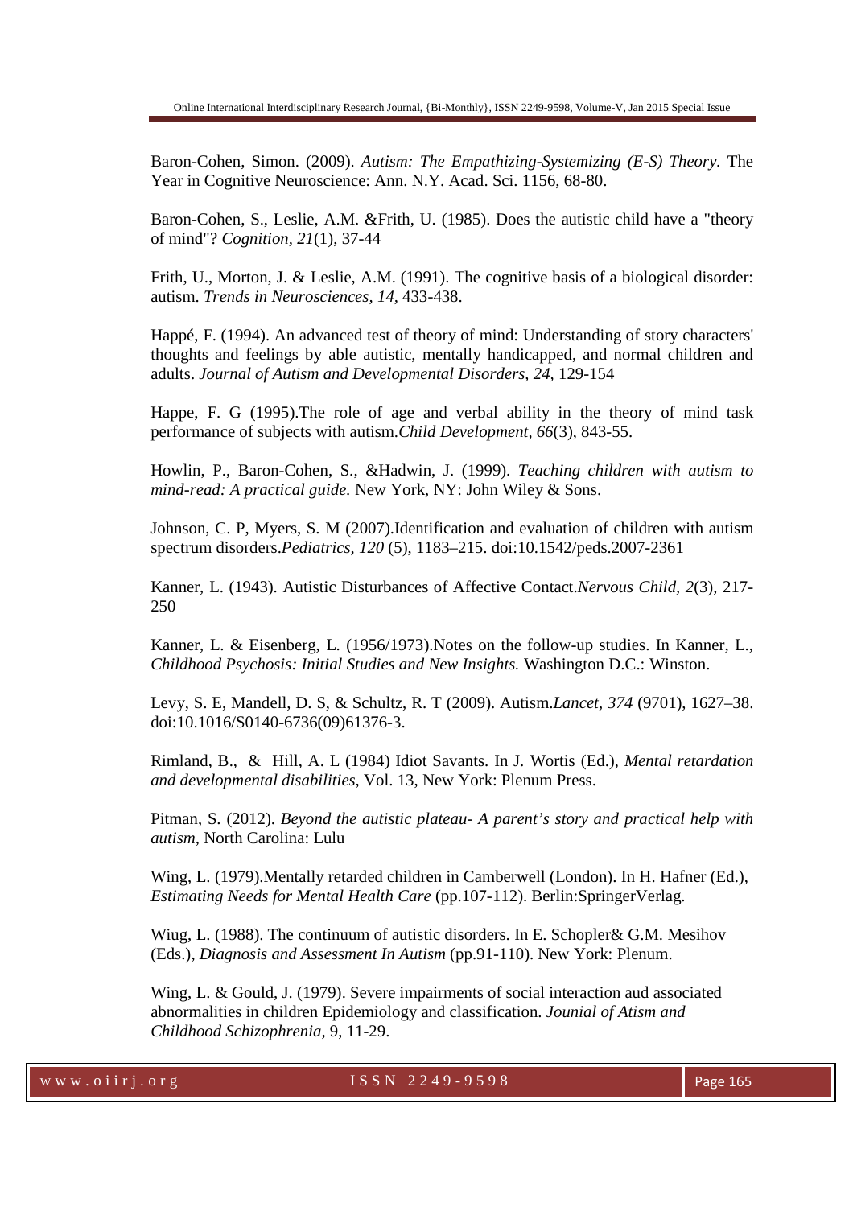Baron-Cohen, Simon. (2009). *Autism: The Empathizing-Systemizing (E-S) Theory*. The Year in Cognitive Neuroscience: Ann. N.Y. Acad. Sci. 1156, 68-80.

Baron-Cohen, S., Leslie, A.M. &Frith, U. (1985). Does the autistic child have a "theory of mind"? *Cognition, 21*(1), 37-44

Frith, U., Morton, J. & Leslie, A.M. (1991). The cognitive basis of a biological disorder: autism. *Trends in Neurosciences, 14*, 433-438.

Happé, F. (1994). An advanced test of theory of mind: Understanding of story characters' thoughts and feelings by able autistic, mentally handicapped, and normal children and adults. *Journal of Autism and Developmental Disorders, 24*, 129-154

Happe, F. G (1995).The role of age and verbal ability in the theory of mind task performance of subjects with autism.*Child Development, 66*(3), 843-55.

Howlin, P., Baron-Cohen, S., &Hadwin, J. (1999). *Teaching children with autism to mind-read: A practical guide.* New York, NY: John Wiley & Sons.

Johnson, C. P, Myers, S. M (2007).Identification and evaluation of children with autism spectrum disorders.*Pediatrics, 120* (5), 1183–215. doi:10.1542/peds.2007-2361

Kanner, L. (1943). Autistic Disturbances of Affective Contact.*Nervous Child, 2*(3), 217-250

Kanner, L. & Eisenberg, L. (1956/1973).Notes on the follow-up studies. In Kanner, L., *Childhood Psychosis: Initial Studies and New Insights.* Washington D.C.: Winston.

Levy, S. E, Mandell, D. S, & Schultz, R. T (2009). Autism.*Lancet, 374* (9701), 1627–38. doi:10.1016/S0140-6736(09)61376-3.

Rimland, B., & Hill, A. L (1984) Idiot Savants. In J. Wortis (Ed.), *Mental retardation and developmental disabilities,* Vol. 13, New York: Plenum Press.

Pitman, S. (2012). *Beyond the autistic plateau- A parent's story and practical help with autism*, North Carolina: Lulu

Wing, L. (1979).Mentally retarded children in Camberwell (London). In H. Hafner (Ed.), *Estimating Needs for Mental Health Care* (pp.107-112). Berlin:SpringerVerlag.

Wiug, L. (1988). The continuum of autistic disorders. In E. Schopler& G.M. Mesihov (Eds.), *Diagnosis and Assessment In Autism* (pp.91-110). New York: Plenum.

Wing, L. & Gould, J. (1979). Severe impairments of social interaction aud associated abnormalities in children Epidemiology and classification. *Jounial of Atism and Childhood Schizophrenia*, 9, 11-29.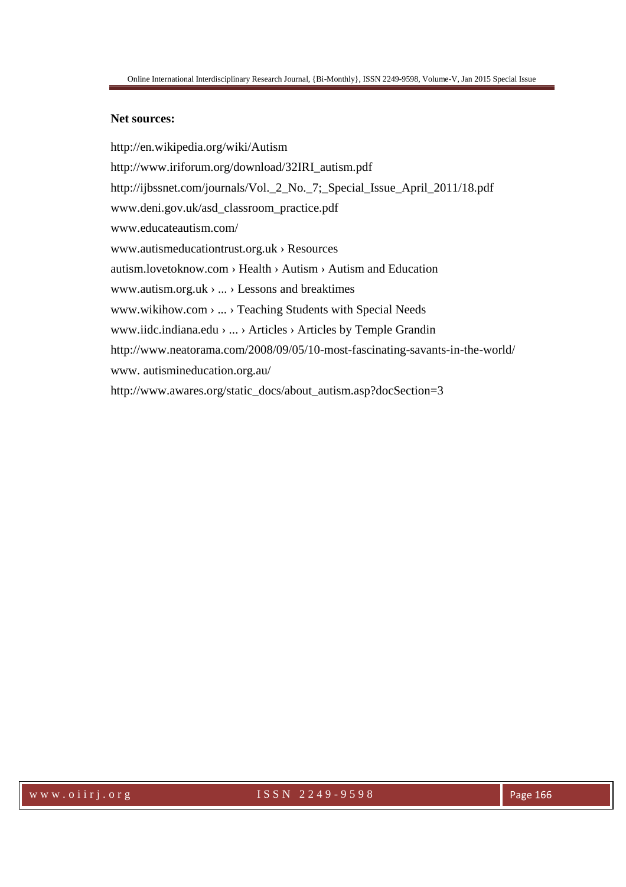**Net sources:**

http://en.wikipedia.org/wiki/Autism

http://www.iriforum.org/download/32IRI_autism.pdf

http://ijbssnet.com/journals/Vol._2_No._7;_Special_Issue_April_2011/18.pdf

www.deni.gov.uk/asd_classroom_practice.pdf

www.educateautism.com/

www.autismeducationtrust.org.uk › Resources

autism.lovetoknow.com › Health › Autism › Autism and Education

www.autism.org.uk › ... › Lessons and breaktimes

www.wikihow.com › ... › Teaching Students with Special Needs

www.iidc.indiana.edu › ... › Articles › Articles by Temple Grandin

http://www.neatorama.com/2008/09/05/10-most-fascinating-savants-in-the-world/

www. autismineducation.org.au/

http://www.awares.org/static_docs/about_autism.asp?docSection=3